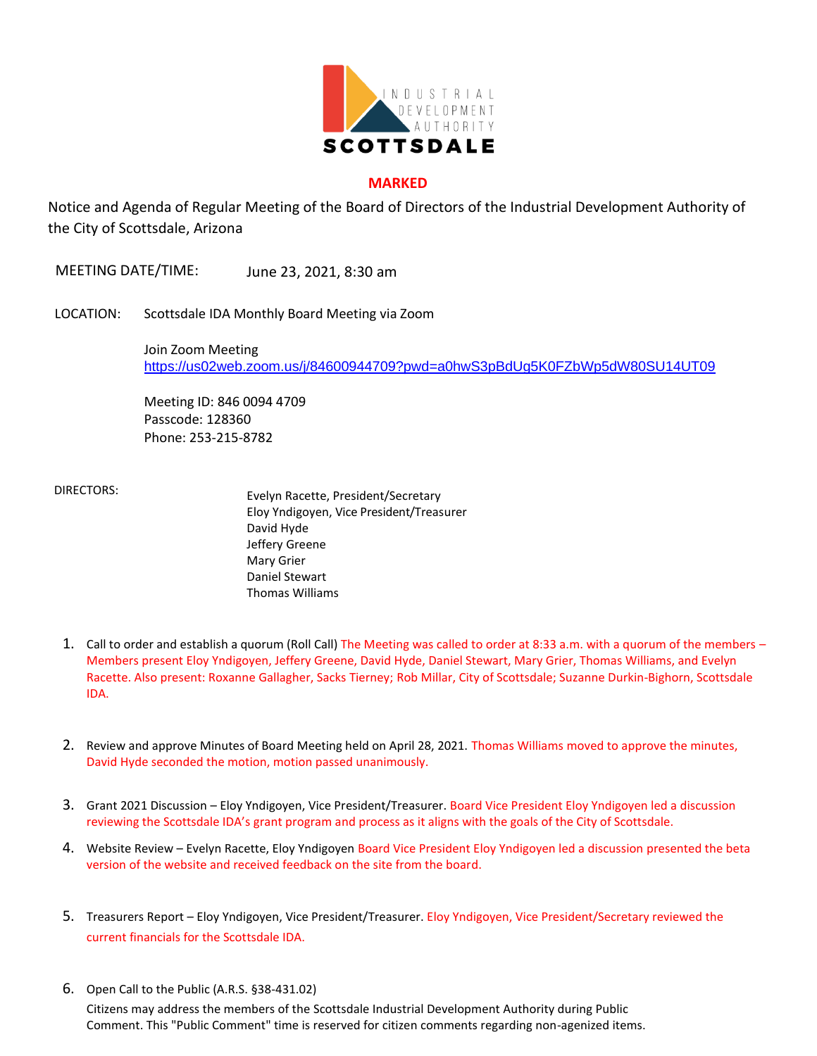INDUSTRIAL DEVELOPMENT AUTHORITY

SCOTTSDALE

**MARKED**

Notice and Agenda of Regular Meeting of the Board of Directors of the Industrial Development Authority of the City of Scottsdale, Arizona

MEETING DATE/TIME: June 23, 2021, 8:30 am

LOCATION: Scottsdale IDA Monthly Board Meeting via Zoom

Join Zoom Meeting
https://us02web.zoom.us/j/84600944709?pwd=a0hwS3pBdUg5K0FZbWp5dW80SU14UT09

Meeting ID: 846 0094 4709
Passcode: 128360
Phone: 253-215-8782

DIRECTORS:

Evelyn Racette, President/Secretary
Eloy Yndigoyen, Vice President/Treasurer
David Hyde
Jeffery Greene
Mary Grier
Daniel Stewart
Thomas Williams

1. Call to order and establish a quorum (Roll Call) The Meeting was called to order at 8:33 a.m. with a quorum of the members – Members present Eloy Yndigoyen, Jeffery Greene, David Hyde, Daniel Stewart, Mary Grier, Thomas Williams, and Evelyn Racette. Also present: Roxanne Gallagher, Sacks Tierney; Rob Millar, City of Scottsdale; Suzanne Durkin-Bighorn, Scottsdale IDA.

2. Review and approve Minutes of Board Meeting held on April 28, 2021. Thomas Williams moved to approve the minutes, David Hyde seconded the motion, motion passed unanimously.

3. Grant 2021 Discussion – Eloy Yndigoyen, Vice President/Treasurer. Board Vice President Eloy Yndigoyen led a discussion reviewing the Scottsdale IDA's grant program and process as it aligns with the goals of the City of Scottsdale.

4. Website Review – Evelyn Racette, Eloy Yndigoyen Board Vice President Eloy Yndigoyen led a discussion presented the beta version of the website and received feedback on the site from the board.

5. Treasurers Report – Eloy Yndigoyen, Vice President/Treasurer. Eloy Yndigoyen, Vice President/Secretary reviewed the current financials for the Scottsdale IDA.

6. Open Call to the Public (A.R.S. §38-431.02)
   Citizens may address the members of the Scottsdale Industrial Development Authority during Public Comment. This "Public Comment" time is reserved for citizen comments regarding non-agenized items.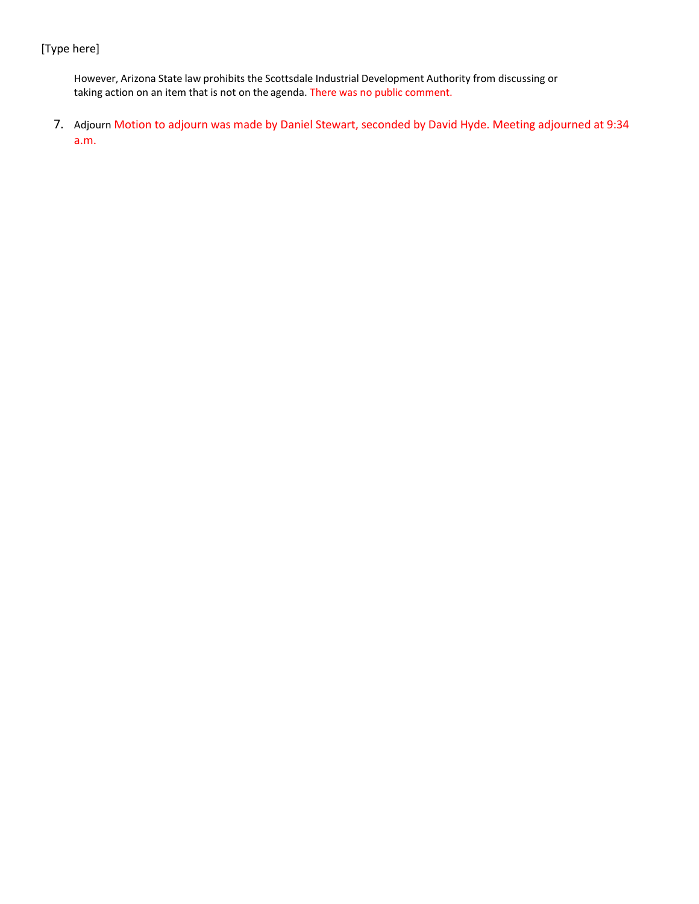However, Arizona State law prohibits the Scottsdale Industrial Development Authority from discussing or taking action on an item that is not on the agenda. There was no public comment.

7. Adjourn Motion to adjourn was made by Daniel Stewart, seconded by David Hyde. Meeting adjourned at 9:34 a.m.